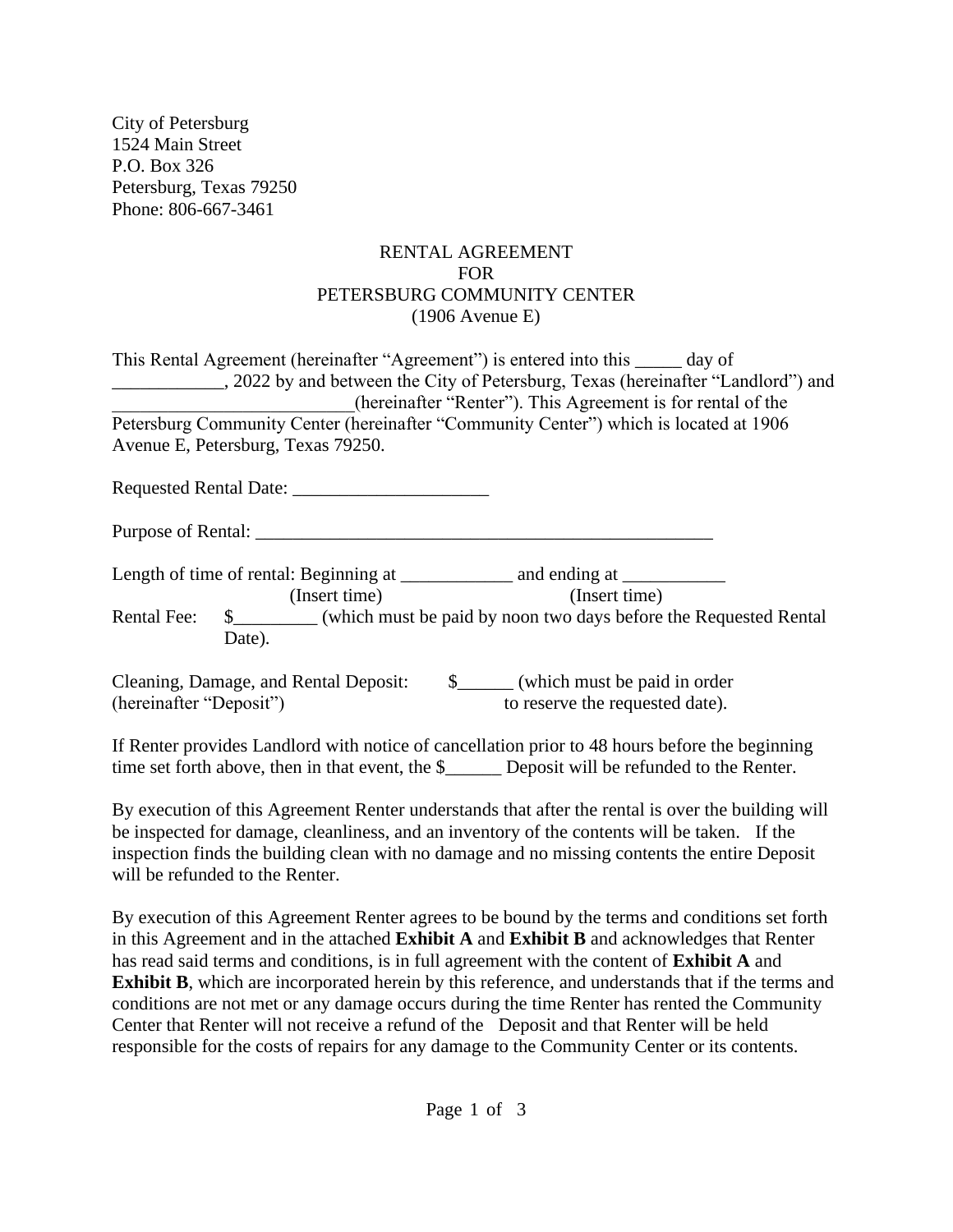City of Petersburg
1524 Main Street
P.O. Box 326
Petersburg, Texas 79250
Phone: 806-667-3461

# RENTAL AGREEMENT
# FOR
# PETERSBURG COMMUNITY CENTER
# (1906 Avenue E)

This Rental Agreement (hereinafter "Agreement") is entered into this _____ day of ____________, 2022 by and between the City of Petersburg, Texas (hereinafter "Landlord") and __________________________(hereinafter "Renter"). This Agreement is for rental of the Petersburg Community Center (hereinafter "Community Center") which is located at 1906 Avenue E, Petersburg, Texas 79250.

Requested Rental Date: _____________________

Purpose of Rental: ___________________________________________________

Length of time of rental: Beginning at ____________ and ending at ___________
(Insert time) (Insert time)

Rental Fee: $_________ (which must be paid by noon two days before the Requested Rental Date).

Cleaning, Damage, and Rental Deposit: $______ (which must be paid in order to reserve the requested date).
(hereinafter "Deposit")

If Renter provides Landlord with notice of cancellation prior to 48 hours before the beginning time set forth above, then in that event, the $______ Deposit will be refunded to the Renter.

By execution of this Agreement Renter understands that after the rental is over the building will be inspected for damage, cleanliness, and an inventory of the contents will be taken. If the inspection finds the building clean with no damage and no missing contents the entire Deposit will be refunded to the Renter.

By execution of this Agreement Renter agrees to be bound by the terms and conditions set forth in this Agreement and in the attached **Exhibit A** and **Exhibit B** and acknowledges that Renter has read said terms and conditions, is in full agreement with the content of **Exhibit A** and **Exhibit B**, which are incorporated herein by this reference, and understands that if the terms and conditions are not met or any damage occurs during the time Renter has rented the Community Center that Renter will not receive a refund of the Deposit and that Renter will be held responsible for the costs of repairs for any damage to the Community Center or its contents.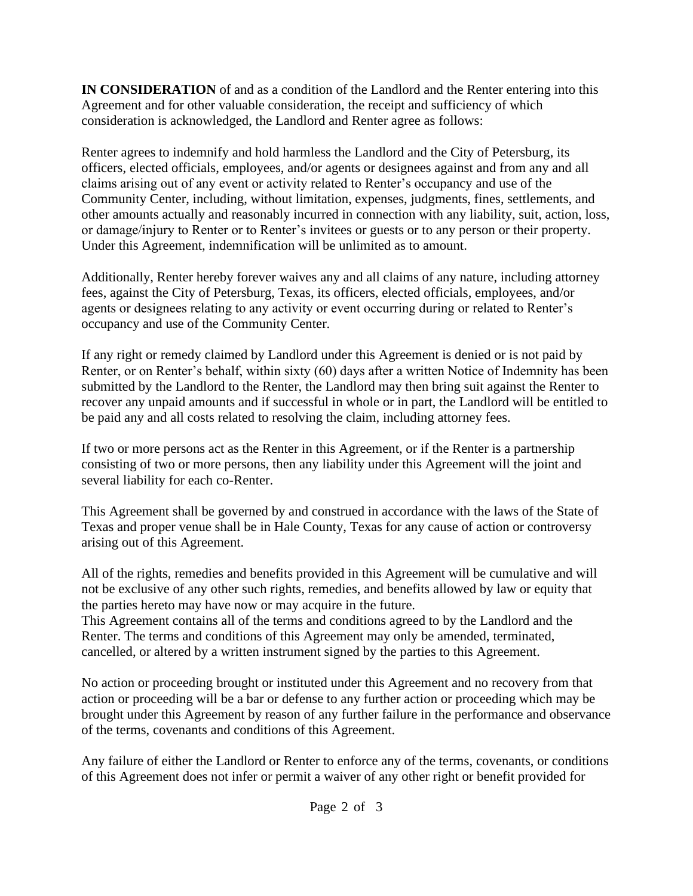**IN CONSIDERATION** of and as a condition of the Landlord and the Renter entering into this Agreement and for other valuable consideration, the receipt and sufficiency of which consideration is acknowledged, the Landlord and Renter agree as follows:

Renter agrees to indemnify and hold harmless the Landlord and the City of Petersburg, its officers, elected officials, employees, and/or agents or designees against and from any and all claims arising out of any event or activity related to Renter's occupancy and use of the Community Center, including, without limitation, expenses, judgments, fines, settlements, and other amounts actually and reasonably incurred in connection with any liability, suit, action, loss, or damage/injury to Renter or to Renter's invitees or guests or to any person or their property. Under this Agreement, indemnification will be unlimited as to amount.

Additionally, Renter hereby forever waives any and all claims of any nature, including attorney fees, against the City of Petersburg, Texas, its officers, elected officials, employees, and/or agents or designees relating to any activity or event occurring during or related to Renter's occupancy and use of the Community Center.

If any right or remedy claimed by Landlord under this Agreement is denied or is not paid by Renter, or on Renter's behalf, within sixty (60) days after a written Notice of Indemnity has been submitted by the Landlord to the Renter, the Landlord may then bring suit against the Renter to recover any unpaid amounts and if successful in whole or in part, the Landlord will be entitled to be paid any and all costs related to resolving the claim, including attorney fees.

If two or more persons act as the Renter in this Agreement, or if the Renter is a partnership consisting of two or more persons, then any liability under this Agreement will the joint and several liability for each co-Renter.

This Agreement shall be governed by and construed in accordance with the laws of the State of Texas and proper venue shall be in Hale County, Texas for any cause of action or controversy arising out of this Agreement.

All of the rights, remedies and benefits provided in this Agreement will be cumulative and will not be exclusive of any other such rights, remedies, and benefits allowed by law or equity that the parties hereto may have now or may acquire in the future.
This Agreement contains all of the terms and conditions agreed to by the Landlord and the Renter. The terms and conditions of this Agreement may only be amended, terminated, cancelled, or altered by a written instrument signed by the parties to this Agreement.

No action or proceeding brought or instituted under this Agreement and no recovery from that action or proceeding will be a bar or defense to any further action or proceeding which may be brought under this Agreement by reason of any further failure in the performance and observance of the terms, covenants and conditions of this Agreement.

Any failure of either the Landlord or Renter to enforce any of the terms, covenants, or conditions of this Agreement does not infer or permit a waiver of any other right or benefit provided for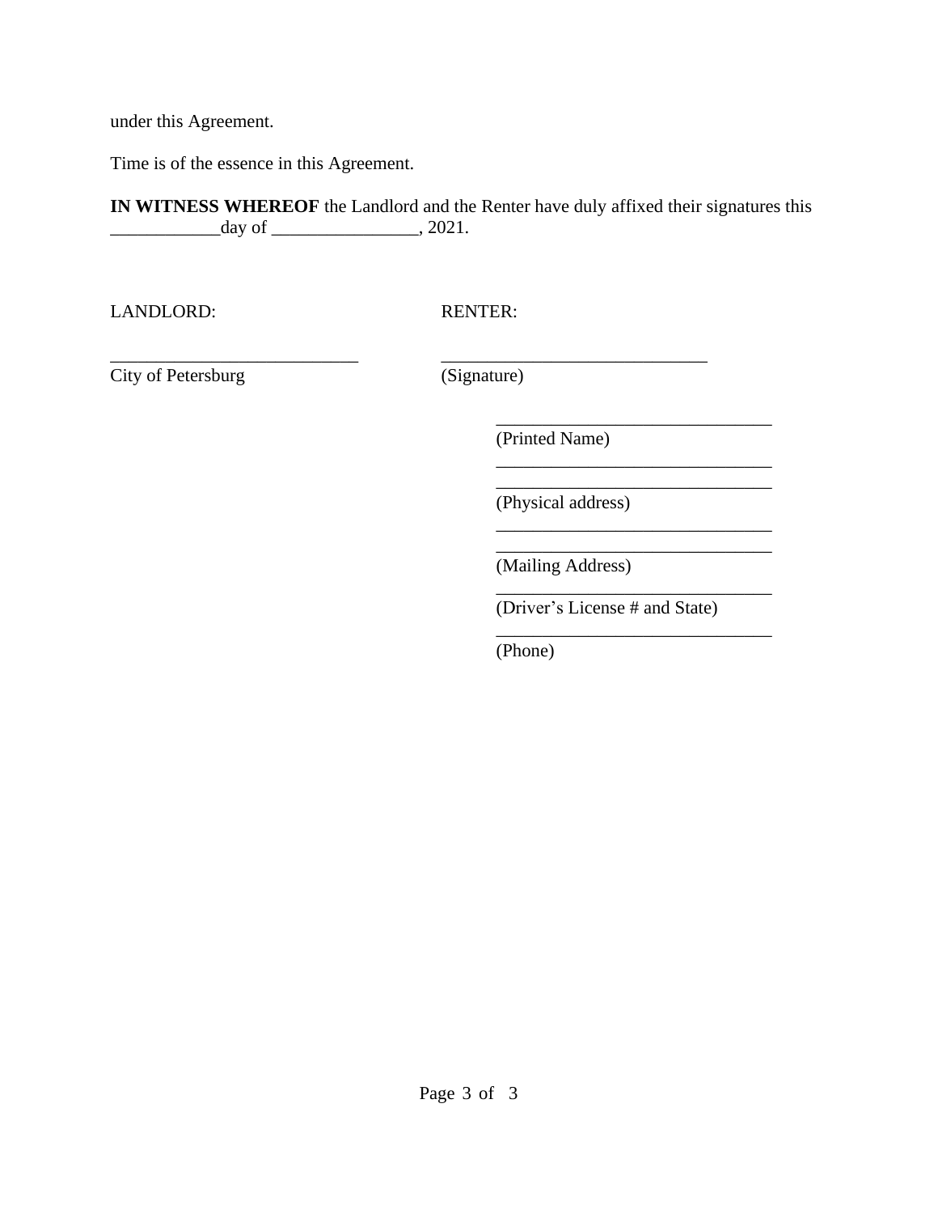under this Agreement.

Time is of the essence in this Agreement.

**IN WITNESS WHEREOF** the Landlord and the Renter have duly affixed their signatures this ____________day of ________________, 2021.

LANDLORD:

___________________________
City of Petersburg

RENTER:

______________________________
(Signature)

_______________________________
(Printed Name)

_______________________________
_______________________________
(Physical address)

_______________________________
_______________________________
(Mailing Address)

_______________________________
(Driver's License # and State)

_______________________________
(Phone)